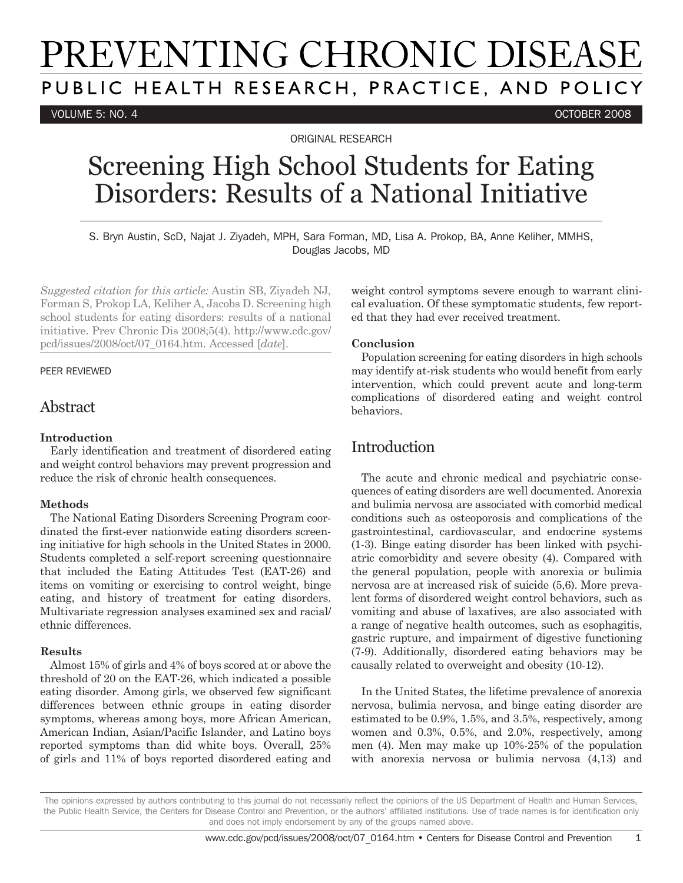# PREVENTING CHRONIC DISEASE

PUBLIC HEALTH RESEARCH, PRACTICE, AND POLICY

VOLUME 5: NO. 4 OCTOBER 2008

ORIGINAL RESEARCH

# Screening High School Students for Eating Disorders: Results of a National Initiative

S. Bryn Austin, ScD, Najat J. Ziyadeh, MPH, Sara Forman, MD, Lisa A. Prokop, BA, Anne Keliher, MMHS, Douglas Jacobs, MD

*Suggested citation for this article:* Austin SB, Ziyadeh NJ, Forman S, Prokop LA, Keliher A, Jacobs D. Screening high school students for eating disorders: results of a national initiative. Prev Chronic Dis 2008;5(4). http://www.cdc.gov/pcd/issues/2008/oct/07_0164.htm. Accessed [*date*].

PEER REVIEWED

## Abstract

### Introduction

Early identification and treatment of disordered eating and weight control behaviors may prevent progression and reduce the risk of chronic health consequences.

### Methods

The National Eating Disorders Screening Program coordinated the first-ever nationwide eating disorders screening initiative for high schools in the United States in 2000. Students completed a self-report screening questionnaire that included the Eating Attitudes Test (EAT-26) and items on vomiting or exercising to control weight, binge eating, and history of treatment for eating disorders. Multivariate regression analyses examined sex and racial/ethnic differences.

### Results

Almost 15% of girls and 4% of boys scored at or above the threshold of 20 on the EAT-26, which indicated a possible eating disorder. Among girls, we observed few significant differences between ethnic groups in eating disorder symptoms, whereas among boys, more African American, American Indian, Asian/Pacific Islander, and Latino boys reported symptoms than did white boys. Overall, 25% of girls and 11% of boys reported disordered eating and weight control symptoms severe enough to warrant clinical evaluation. Of these symptomatic students, few reported that they had ever received treatment.

### Conclusion

Population screening for eating disorders in high schools may identify at-risk students who would benefit from early intervention, which could prevent acute and long-term complications of disordered eating and weight control behaviors.

## Introduction

The acute and chronic medical and psychiatric consequences of eating disorders are well documented. Anorexia and bulimia nervosa are associated with comorbid medical conditions such as osteoporosis and complications of the gastrointestinal, cardiovascular, and endocrine systems (1-3). Binge eating disorder has been linked with psychiatric comorbidity and severe obesity (4). Compared with the general population, people with anorexia or bulimia nervosa are at increased risk of suicide (5,6). More prevalent forms of disordered weight control behaviors, such as vomiting and abuse of laxatives, are also associated with a range of negative health outcomes, such as esophagitis, gastric rupture, and impairment of digestive functioning (7-9). Additionally, disordered eating behaviors may be causally related to overweight and obesity (10-12).

In the United States, the lifetime prevalence of anorexia nervosa, bulimia nervosa, and binge eating disorder are estimated to be 0.9%, 1.5%, and 3.5%, respectively, among women and 0.3%, 0.5%, and 2.0%, respectively, among men (4). Men may make up 10%-25% of the population with anorexia nervosa or bulimia nervosa (4,13) and

The opinions expressed by authors contributing to this journal do not necessarily reflect the opinions of the US Department of Health and Human Services, the Public Health Service, the Centers for Disease Control and Prevention, or the authors' affiliated institutions. Use of trade names is for identification only and does not imply endorsement by any of the groups named above.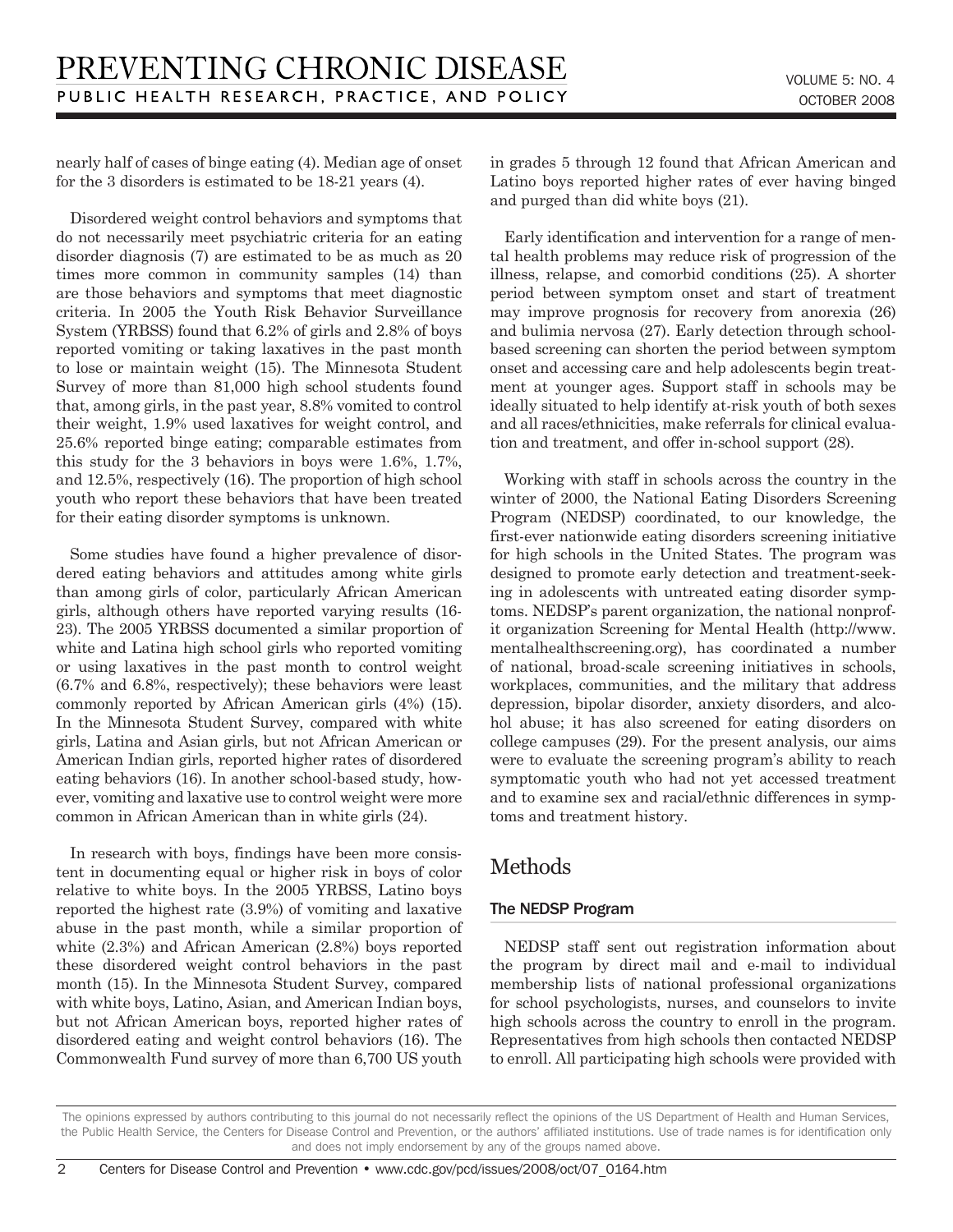nearly half of cases of binge eating (4). Median age of onset for the 3 disorders is estimated to be 18-21 years (4).

Disordered weight control behaviors and symptoms that do not necessarily meet psychiatric criteria for an eating disorder diagnosis (7) are estimated to be as much as 20 times more common in community samples (14) than are those behaviors and symptoms that meet diagnostic criteria. In 2005 the Youth Risk Behavior Surveillance System (YRBSS) found that 6.2% of girls and 2.8% of boys reported vomiting or taking laxatives in the past month to lose or maintain weight (15). The Minnesota Student Survey of more than 81,000 high school students found that, among girls, in the past year, 8.8% vomited to control their weight, 1.9% used laxatives for weight control, and 25.6% reported binge eating; comparable estimates from this study for the 3 behaviors in boys were 1.6%, 1.7%, and 12.5%, respectively (16). The proportion of high school youth who report these behaviors that have been treated for their eating disorder symptoms is unknown.

Some studies have found a higher prevalence of disordered eating behaviors and attitudes among white girls than among girls of color, particularly African American girls, although others have reported varying results (16-23). The 2005 YRBSS documented a similar proportion of white and Latina high school girls who reported vomiting or using laxatives in the past month to control weight (6.7% and 6.8%, respectively); these behaviors were least commonly reported by African American girls (4%) (15). In the Minnesota Student Survey, compared with white girls, Latina and Asian girls, but not African American or American Indian girls, reported higher rates of disordered eating behaviors (16). In another school-based study, however, vomiting and laxative use to control weight were more common in African American than in white girls (24).

In research with boys, findings have been more consistent in documenting equal or higher risk in boys of color relative to white boys. In the 2005 YRBSS, Latino boys reported the highest rate (3.9%) of vomiting and laxative abuse in the past month, while a similar proportion of white (2.3%) and African American (2.8%) boys reported these disordered weight control behaviors in the past month (15). In the Minnesota Student Survey, compared with white boys, Latino, Asian, and American Indian boys, but not African American boys, reported higher rates of disordered eating and weight control behaviors (16). The Commonwealth Fund survey of more than 6,700 US youth in grades 5 through 12 found that African American and Latino boys reported higher rates of ever having binged and purged than did white boys (21).

Early identification and intervention for a range of mental health problems may reduce risk of progression of the illness, relapse, and comorbid conditions (25). A shorter period between symptom onset and start of treatment may improve prognosis for recovery from anorexia (26) and bulimia nervosa (27). Early detection through school-based screening can shorten the period between symptom onset and accessing care and help adolescents begin treatment at younger ages. Support staff in schools may be ideally situated to help identify at-risk youth of both sexes and all races/ethnicities, make referrals for clinical evaluation and treatment, and offer in-school support (28).

Working with staff in schools across the country in the winter of 2000, the National Eating Disorders Screening Program (NEDSP) coordinated, to our knowledge, the first-ever nationwide eating disorders screening initiative for high schools in the United States. The program was designed to promote early detection and treatment-seeking in adolescents with untreated eating disorder symptoms. NEDSP's parent organization, the national nonprofit organization Screening for Mental Health (http://www.mentalhealthscreening.org), has coordinated a number of national, broad-scale screening initiatives in schools, workplaces, communities, and the military that address depression, bipolar disorder, anxiety disorders, and alcohol abuse; it has also screened for eating disorders on college campuses (29). For the present analysis, our aims were to evaluate the screening program's ability to reach symptomatic youth who had not yet accessed treatment and to examine sex and racial/ethnic differences in symptoms and treatment history.

## Methods

### The NEDSP Program

NEDSP staff sent out registration information about the program by direct mail and e-mail to individual membership lists of national professional organizations for school psychologists, nurses, and counselors to invite high schools across the country to enroll in the program. Representatives from high schools then contacted NEDSP to enroll. All participating high schools were provided with

The opinions expressed by authors contributing to this journal do not necessarily reflect the opinions of the US Department of Health and Human Services, the Public Health Service, the Centers for Disease Control and Prevention, or the authors' affiliated institutions. Use of trade names is for identification only and does not imply endorsement by any of the groups named above.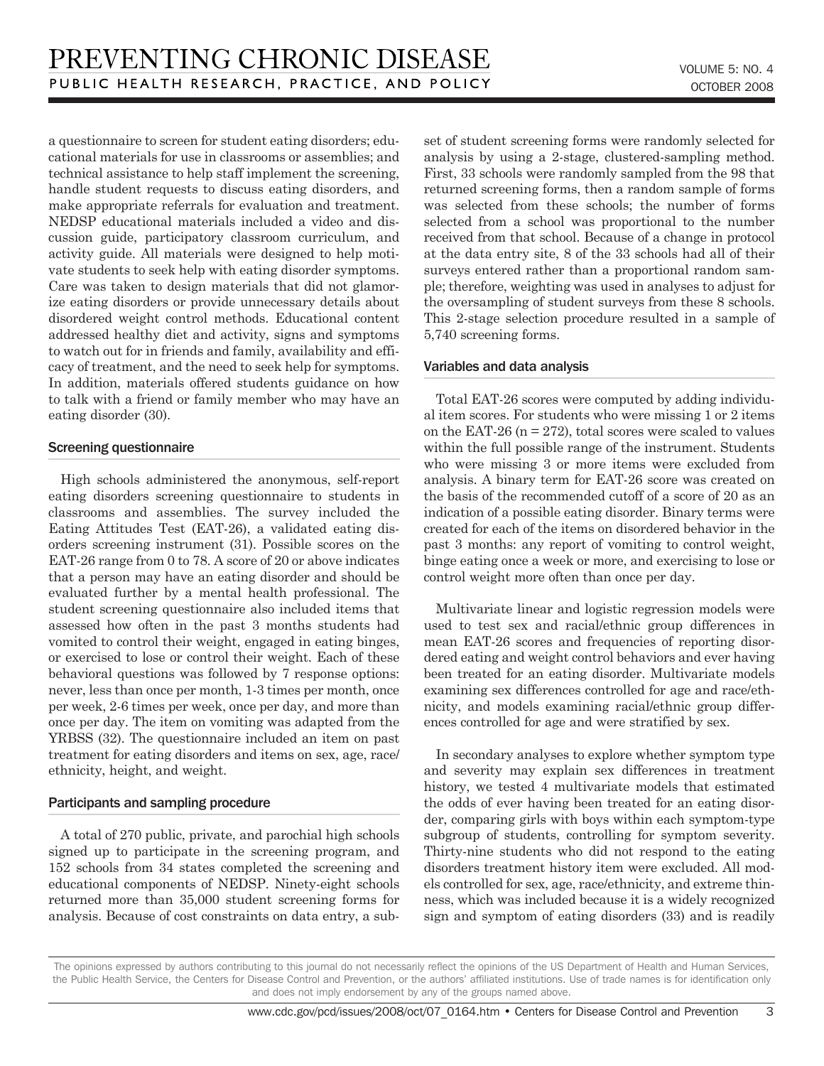a questionnaire to screen for student eating disorders; educational materials for use in classrooms or assemblies; and technical assistance to help staff implement the screening, handle student requests to discuss eating disorders, and make appropriate referrals for evaluation and treatment. NEDSP educational materials included a video and discussion guide, participatory classroom curriculum, and activity guide. All materials were designed to help motivate students to seek help with eating disorder symptoms. Care was taken to design materials that did not glamorize eating disorders or provide unnecessary details about disordered weight control methods. Educational content addressed healthy diet and activity, signs and symptoms to watch out for in friends and family, availability and efficacy of treatment, and the need to seek help for symptoms. In addition, materials offered students guidance on how to talk with a friend or family member who may have an eating disorder (30).

### Screening questionnaire

High schools administered the anonymous, self-report eating disorders screening questionnaire to students in classrooms and assemblies. The survey included the Eating Attitudes Test (EAT-26), a validated eating disorders screening instrument (31). Possible scores on the EAT-26 range from 0 to 78. A score of 20 or above indicates that a person may have an eating disorder and should be evaluated further by a mental health professional. The student screening questionnaire also included items that assessed how often in the past 3 months students had vomited to control their weight, engaged in eating binges, or exercised to lose or control their weight. Each of these behavioral questions was followed by 7 response options: never, less than once per month, 1-3 times per month, once per week, 2-6 times per week, once per day, and more than once per day. The item on vomiting was adapted from the YRBSS (32). The questionnaire included an item on past treatment for eating disorders and items on sex, age, race/ethnicity, height, and weight.

### Participants and sampling procedure

A total of 270 public, private, and parochial high schools signed up to participate in the screening program, and 152 schools from 34 states completed the screening and educational components of NEDSP. Ninety-eight schools returned more than 35,000 student screening forms for analysis. Because of cost constraints on data entry, a subset of student screening forms were randomly selected for analysis by using a 2-stage, clustered-sampling method. First, 33 schools were randomly sampled from the 98 that returned screening forms, then a random sample of forms was selected from these schools; the number of forms selected from a school was proportional to the number received from that school. Because of a change in protocol at the data entry site, 8 of the 33 schools had all of their surveys entered rather than a proportional random sample; therefore, weighting was used in analyses to adjust for the oversampling of student surveys from these 8 schools. This 2-stage selection procedure resulted in a sample of 5,740 screening forms.

### Variables and data analysis

Total EAT-26 scores were computed by adding individual item scores. For students who were missing 1 or 2 items on the EAT-26 ($n = 272$), total scores were scaled to values within the full possible range of the instrument. Students who were missing 3 or more items were excluded from analysis. A binary term for EAT-26 score was created on the basis of the recommended cutoff of a score of 20 as an indication of a possible eating disorder. Binary terms were created for each of the items on disordered behavior in the past 3 months: any report of vomiting to control weight, binge eating once a week or more, and exercising to lose or control weight more often than once per day.

Multivariate linear and logistic regression models were used to test sex and racial/ethnic group differences in mean EAT-26 scores and frequencies of reporting disordered eating and weight control behaviors and ever having been treated for an eating disorder. Multivariate models examining sex differences controlled for age and race/ethnicity, and models examining racial/ethnic group differences controlled for age and were stratified by sex.

In secondary analyses to explore whether symptom type and severity may explain sex differences in treatment history, we tested 4 multivariate models that estimated the odds of ever having been treated for an eating disorder, comparing girls with boys within each symptom-type subgroup of students, controlling for symptom severity. Thirty-nine students who did not respond to the eating disorders treatment history item were excluded. All models controlled for sex, age, race/ethnicity, and extreme thinness, which was included because it is a widely recognized sign and symptom of eating disorders (33) and is readily

The opinions expressed by authors contributing to this journal do not necessarily reflect the opinions of the US Department of Health and Human Services, the Public Health Service, the Centers for Disease Control and Prevention, or the authors' affiliated institutions. Use of trade names is for identification only and does not imply endorsement by any of the groups named above.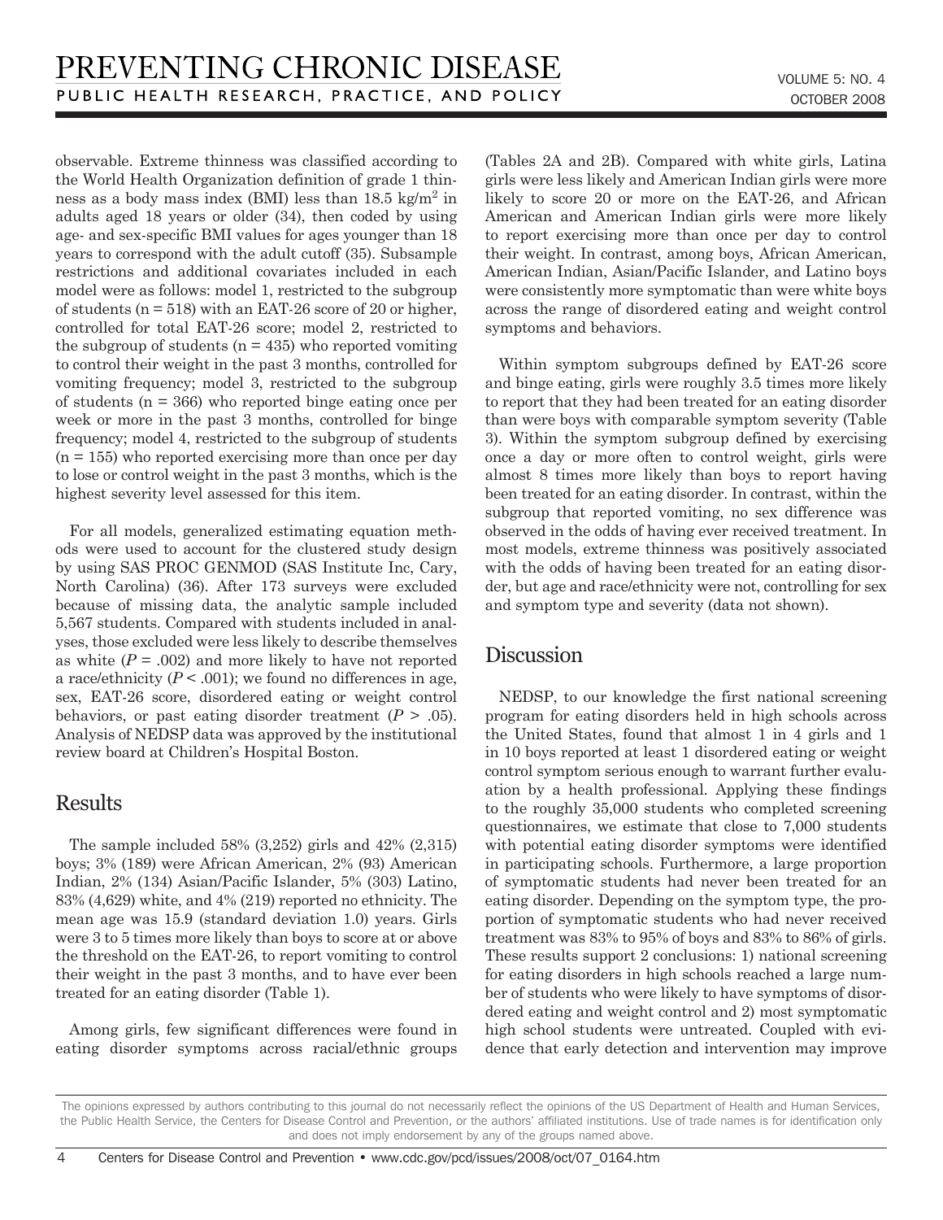observable. Extreme thinness was classified according to the World Health Organization definition of grade 1 thinness as a body mass index (BMI) less than 18.5 $kg/m^2$ in adults aged 18 years or older (34), then coded by using age- and sex-specific BMI values for ages younger than 18 years to correspond with the adult cutoff (35). Subsample restrictions and additional covariates included in each model were as follows: model 1, restricted to the subgroup of students (n = 518) with an EAT-26 score of 20 or higher, controlled for total EAT-26 score; model 2, restricted to the subgroup of students (n = 435) who reported vomiting to control their weight in the past 3 months, controlled for vomiting frequency; model 3, restricted to the subgroup of students (n = 366) who reported binge eating once per week or more in the past 3 months, controlled for binge frequency; model 4, restricted to the subgroup of students (n = 155) who reported exercising more than once per day to lose or control weight in the past 3 months, which is the highest severity level assessed for this item.

For all models, generalized estimating equation methods were used to account for the clustered study design by using SAS PROC GENMOD (SAS Institute Inc, Cary, North Carolina) (36). After 173 surveys were excluded because of missing data, the analytic sample included 5,567 students. Compared with students included in analyses, those excluded were less likely to describe themselves as white ($P$ = .002) and more likely to have not reported a race/ethnicity ($P$ < .001); we found no differences in age, sex, EAT-26 score, disordered eating or weight control behaviors, or past eating disorder treatment ($P$ > .05). Analysis of NEDSP data was approved by the institutional review board at Children's Hospital Boston.

## Results

The sample included 58% (3,252) girls and 42% (2,315) boys; 3% (189) were African American, 2% (93) American Indian, 2% (134) Asian/Pacific Islander, 5% (303) Latino, 83% (4,629) white, and 4% (219) reported no ethnicity. The mean age was 15.9 (standard deviation 1.0) years. Girls were 3 to 5 times more likely than boys to score at or above the threshold on the EAT-26, to report vomiting to control their weight in the past 3 months, and to have ever been treated for an eating disorder (Table 1).

Among girls, few significant differences were found in eating disorder symptoms across racial/ethnic groups (Tables 2A and 2B). Compared with white girls, Latina girls were less likely and American Indian girls were more likely to score 20 or more on the EAT-26, and African American and American Indian girls were more likely to report exercising more than once per day to control their weight. In contrast, among boys, African American, American Indian, Asian/Pacific Islander, and Latino boys were consistently more symptomatic than were white boys across the range of disordered eating and weight control symptoms and behaviors.

Within symptom subgroups defined by EAT-26 score and binge eating, girls were roughly 3.5 times more likely to report that they had been treated for an eating disorder than were boys with comparable symptom severity (Table 3). Within the symptom subgroup defined by exercising once a day or more often to control weight, girls were almost 8 times more likely than boys to report having been treated for an eating disorder. In contrast, within the subgroup that reported vomiting, no sex difference was observed in the odds of having ever received treatment. In most models, extreme thinness was positively associated with the odds of having been treated for an eating disorder, but age and race/ethnicity were not, controlling for sex and symptom type and severity (data not shown).

## Discussion

NEDSP, to our knowledge the first national screening program for eating disorders held in high schools across the United States, found that almost 1 in 4 girls and 1 in 10 boys reported at least 1 disordered eating or weight control symptom serious enough to warrant further evaluation by a health professional. Applying these findings to the roughly 35,000 students who completed screening questionnaires, we estimate that close to 7,000 students with potential eating disorder symptoms were identified in participating schools. Furthermore, a large proportion of symptomatic students had never been treated for an eating disorder. Depending on the symptom type, the proportion of symptomatic students who had never received treatment was 83% to 95% of boys and 83% to 86% of girls. These results support 2 conclusions: 1) national screening for eating disorders in high schools reached a large number of students who were likely to have symptoms of disordered eating and weight control and 2) most symptomatic high school students were untreated. Coupled with evidence that early detection and intervention may improve

The opinions expressed by authors contributing to this journal do not necessarily reflect the opinions of the US Department of Health and Human Services, the Public Health Service, the Centers for Disease Control and Prevention, or the authors' affiliated institutions. Use of trade names is for identification only and does not imply endorsement by any of the groups named above.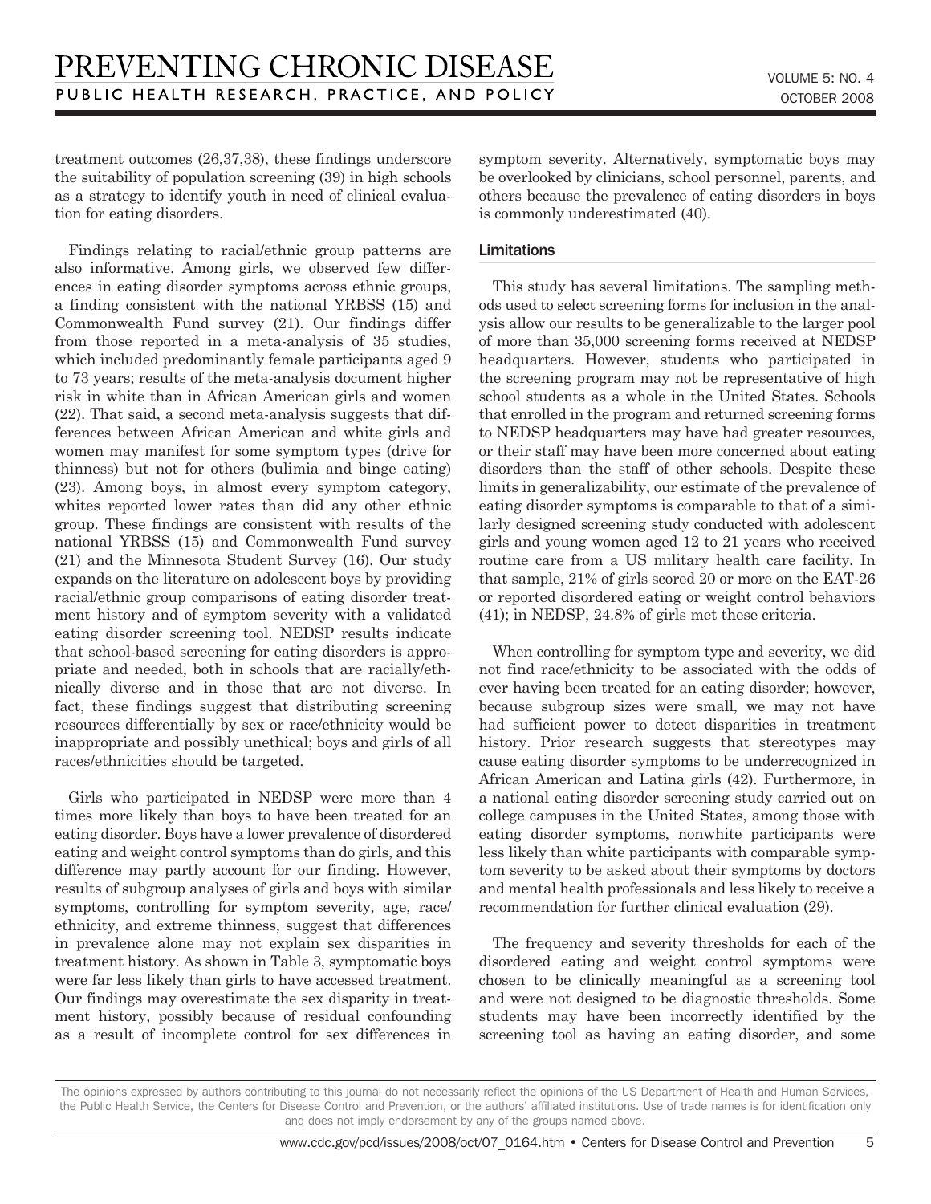treatment outcomes (26,37,38), these findings underscore the suitability of population screening (39) in high schools as a strategy to identify youth in need of clinical evaluation for eating disorders.

Findings relating to racial/ethnic group patterns are also informative. Among girls, we observed few differences in eating disorder symptoms across ethnic groups, a finding consistent with the national YRBSS (15) and Commonwealth Fund survey (21). Our findings differ from those reported in a meta-analysis of 35 studies, which included predominantly female participants aged 9 to 73 years; results of the meta-analysis document higher risk in white than in African American girls and women (22). That said, a second meta-analysis suggests that differences between African American and white girls and women may manifest for some symptom types (drive for thinness) but not for others (bulimia and binge eating) (23). Among boys, in almost every symptom category, whites reported lower rates than did any other ethnic group. These findings are consistent with results of the national YRBSS (15) and Commonwealth Fund survey (21) and the Minnesota Student Survey (16). Our study expands on the literature on adolescent boys by providing racial/ethnic group comparisons of eating disorder treatment history and of symptom severity with a validated eating disorder screening tool. NEDSP results indicate that school-based screening for eating disorders is appropriate and needed, both in schools that are racially/ethnically diverse and in those that are not diverse. In fact, these findings suggest that distributing screening resources differentially by sex or race/ethnicity would be inappropriate and possibly unethical; boys and girls of all races/ethnicities should be targeted.

Girls who participated in NEDSP were more than 4 times more likely than boys to have been treated for an eating disorder. Boys have a lower prevalence of disordered eating and weight control symptoms than do girls, and this difference may partly account for our finding. However, results of subgroup analyses of girls and boys with similar symptoms, controlling for symptom severity, age, race/ethnicity, and extreme thinness, suggest that differences in prevalence alone may not explain sex disparities in treatment history. As shown in Table 3, symptomatic boys were far less likely than girls to have accessed treatment. Our findings may overestimate the sex disparity in treatment history, possibly because of residual confounding as a result of incomplete control for sex differences in symptom severity. Alternatively, symptomatic boys may be overlooked by clinicians, school personnel, parents, and others because the prevalence of eating disorders in boys is commonly underestimated (40).

### Limitations

This study has several limitations. The sampling methods used to select screening forms for inclusion in the analysis allow our results to be generalizable to the larger pool of more than 35,000 screening forms received at NEDSP headquarters. However, students who participated in the screening program may not be representative of high school students as a whole in the United States. Schools that enrolled in the program and returned screening forms to NEDSP headquarters may have had greater resources, or their staff may have been more concerned about eating disorders than the staff of other schools. Despite these limits in generalizability, our estimate of the prevalence of eating disorder symptoms is comparable to that of a similarly designed screening study conducted with adolescent girls and young women aged 12 to 21 years who received routine care from a US military health care facility. In that sample, 21% of girls scored 20 or more on the EAT-26 or reported disordered eating or weight control behaviors (41); in NEDSP, 24.8% of girls met these criteria.

When controlling for symptom type and severity, we did not find race/ethnicity to be associated with the odds of ever having been treated for an eating disorder; however, because subgroup sizes were small, we may not have had sufficient power to detect disparities in treatment history. Prior research suggests that stereotypes may cause eating disorder symptoms to be underrecognized in African American and Latina girls (42). Furthermore, in a national eating disorder screening study carried out on college campuses in the United States, among those with eating disorder symptoms, nonwhite participants were less likely than white participants with comparable symptom severity to be asked about their symptoms by doctors and mental health professionals and less likely to receive a recommendation for further clinical evaluation (29).

The frequency and severity thresholds for each of the disordered eating and weight control symptoms were chosen to be clinically meaningful as a screening tool and were not designed to be diagnostic thresholds. Some students may have been incorrectly identified by the screening tool as having an eating disorder, and some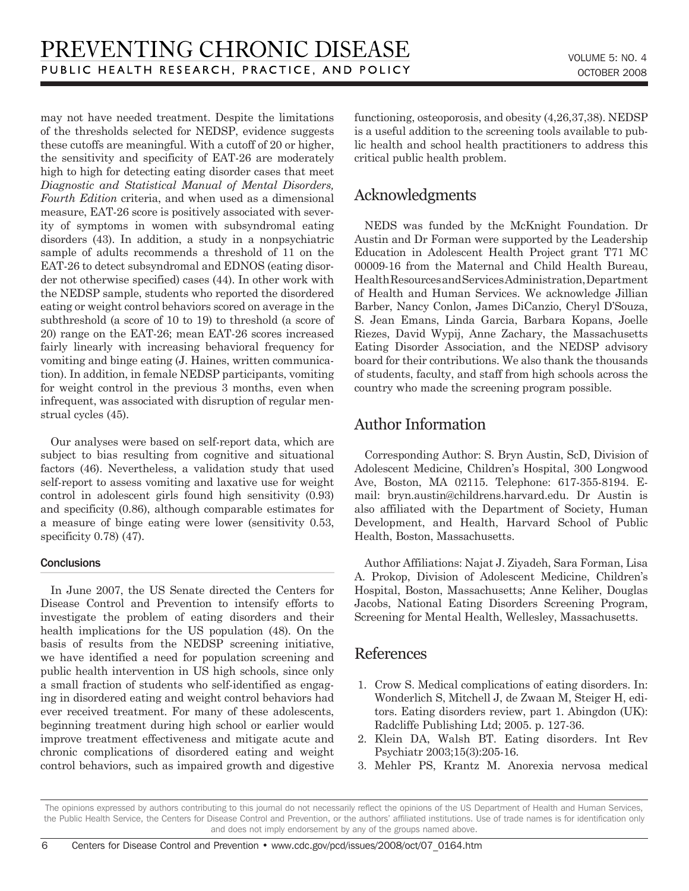may not have needed treatment. Despite the limitations of the thresholds selected for NEDSP, evidence suggests these cutoffs are meaningful. With a cutoff of 20 or higher, the sensitivity and specificity of EAT-26 are moderately high to high for detecting eating disorder cases that meet *Diagnostic and Statistical Manual of Mental Disorders, Fourth Edition* criteria, and when used as a dimensional measure, EAT-26 score is positively associated with severity of symptoms in women with subsyndromal eating disorders (43). In addition, a study in a nonpsychiatric sample of adults recommends a threshold of 11 on the EAT-26 to detect subsyndromal and EDNOS (eating disorder not otherwise specified) cases (44). In other work with the NEDSP sample, students who reported the disordered eating or weight control behaviors scored on average in the subthreshold (a score of 10 to 19) to threshold (a score of 20) range on the EAT-26; mean EAT-26 scores increased fairly linearly with increasing behavioral frequency for vomiting and binge eating (J. Haines, written communication). In addition, in female NEDSP participants, vomiting for weight control in the previous 3 months, even when infrequent, was associated with disruption of regular menstrual cycles (45).

Our analyses were based on self-report data, which are subject to bias resulting from cognitive and situational factors (46). Nevertheless, a validation study that used self-report to assess vomiting and laxative use for weight control in adolescent girls found high sensitivity (0.93) and specificity (0.86), although comparable estimates for a measure of binge eating were lower (sensitivity 0.53, specificity 0.78) (47).

### Conclusions

In June 2007, the US Senate directed the Centers for Disease Control and Prevention to intensify efforts to investigate the problem of eating disorders and their health implications for the US population (48). On the basis of results from the NEDSP screening initiative, we have identified a need for population screening and public health intervention in US high schools, since only a small fraction of students who self-identified as engaging in disordered eating and weight control behaviors had ever received treatment. For many of these adolescents, beginning treatment during high school or earlier would improve treatment effectiveness and mitigate acute and chronic complications of disordered eating and weight control behaviors, such as impaired growth and digestive functioning, osteoporosis, and obesity (4,26,37,38). NEDSP is a useful addition to the screening tools available to public health and school health practitioners to address this critical public health problem.

## Acknowledgments

NEDS was funded by the McKnight Foundation. Dr Austin and Dr Forman were supported by the Leadership Education in Adolescent Health Project grant T71 MC 00009-16 from the Maternal and Child Health Bureau, Health Resources and Services Administration, Department of Health and Human Services. We acknowledge Jillian Barber, Nancy Conlon, James DiCanzio, Cheryl D'Souza, S. Jean Emans, Linda Garcia, Barbara Kopans, Joelle Riezes, David Wypij, Anne Zachary, the Massachusetts Eating Disorder Association, and the NEDSP advisory board for their contributions. We also thank the thousands of students, faculty, and staff from high schools across the country who made the screening program possible.

## Author Information

Corresponding Author: S. Bryn Austin, ScD, Division of Adolescent Medicine, Children's Hospital, 300 Longwood Ave, Boston, MA 02115. Telephone: 617-355-8194. E-mail: bryn.austin@childrens.harvard.edu. Dr Austin is also affiliated with the Department of Society, Human Development, and Health, Harvard School of Public Health, Boston, Massachusetts.

Author Affiliations: Najat J. Ziyadeh, Sara Forman, Lisa A. Prokop, Division of Adolescent Medicine, Children's Hospital, Boston, Massachusetts; Anne Keliher, Douglas Jacobs, National Eating Disorders Screening Program, Screening for Mental Health, Wellesley, Massachusetts.

## References

1. Crow S. Medical complications of eating disorders. In: Wonderlich S, Mitchell J, de Zwaan M, Steiger H, editors. Eating disorders review, part 1. Abingdon (UK): Radcliffe Publishing Ltd; 2005. p. 127-36.
2. Klein DA, Walsh BT. Eating disorders. Int Rev Psychiatr 2003;15(3):205-16.
3. Mehler PS, Krantz M. Anorexia nervosa medical

The opinions expressed by authors contributing to this journal do not necessarily reflect the opinions of the US Department of Health and Human Services, the Public Health Service, the Centers for Disease Control and Prevention, or the authors' affiliated institutions. Use of trade names is for identification only and does not imply endorsement by any of the groups named above.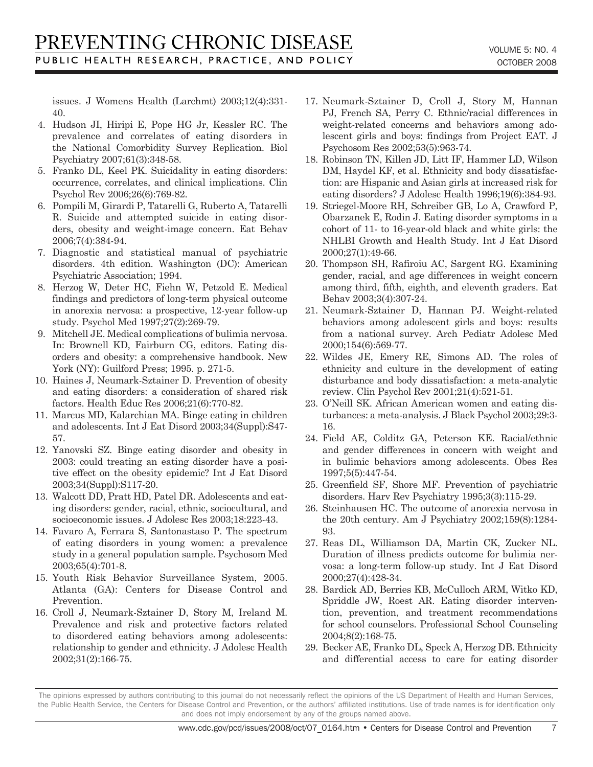issues. J Womens Health (Larchmt) 2003;12(4):331-40.

4. Hudson JI, Hiripi E, Pope HG Jr, Kessler RC. The prevalence and correlates of eating disorders in the National Comorbidity Survey Replication. Biol Psychiatry 2007;61(3):348-58.
5. Franko DL, Keel PK. Suicidality in eating disorders: occurrence, correlates, and clinical implications. Clin Psychol Rev 2006;26(6):769-82.
6. Pompili M, Girardi P, Tatarelli G, Ruberto A, Tatarelli R. Suicide and attempted suicide in eating disorders, obesity and weight-image concern. Eat Behav 2006;7(4):384-94.
7. Diagnostic and statistical manual of psychiatric disorders. 4th edition. Washington (DC): American Psychiatric Association; 1994.
8. Herzog W, Deter HC, Fiehn W, Petzold E. Medical findings and predictors of long-term physical outcome in anorexia nervosa: a prospective, 12-year follow-up study. Psychol Med 1997;27(2):269-79.
9. Mitchell JE. Medical complications of bulimia nervosa. In: Brownell KD, Fairburn CG, editors. Eating disorders and obesity: a comprehensive handbook. New York (NY): Guilford Press; 1995. p. 271-5.
10. Haines J, Neumark-Sztainer D. Prevention of obesity and eating disorders: a consideration of shared risk factors. Health Educ Res 2006;21(6):770-82.
11. Marcus MD, Kalarchian MA. Binge eating in children and adolescents. Int J Eat Disord 2003;34(Suppl):S47-57.
12. Yanovski SZ. Binge eating disorder and obesity in 2003: could treating an eating disorder have a positive effect on the obesity epidemic? Int J Eat Disord 2003;34(Suppl):S117-20.
13. Walcott DD, Pratt HD, Patel DR. Adolescents and eating disorders: gender, racial, ethnic, sociocultural, and socioeconomic issues. J Adolesc Res 2003;18:223-43.
14. Favaro A, Ferrara S, Santonastaso P. The spectrum of eating disorders in young women: a prevalence study in a general population sample. Psychosom Med 2003;65(4):701-8.
15. Youth Risk Behavior Surveillance System, 2005. Atlanta (GA): Centers for Disease Control and Prevention.
16. Croll J, Neumark-Sztainer D, Story M, Ireland M. Prevalence and risk and protective factors related to disordered eating behaviors among adolescents: relationship to gender and ethnicity. J Adolesc Health 2002;31(2):166-75.
17. Neumark-Sztainer D, Croll J, Story M, Hannan PJ, French SA, Perry C. Ethnic/racial differences in weight-related concerns and behaviors among adolescent girls and boys: findings from Project EAT. J Psychosom Res 2002;53(5):963-74.
18. Robinson TN, Killen JD, Litt IF, Hammer LD, Wilson DM, Haydel KF, et al. Ethnicity and body dissatisfaction: are Hispanic and Asian girls at increased risk for eating disorders? J Adolesc Health 1996;19(6):384-93.
19. Striegel-Moore RH, Schreiber GB, Lo A, Crawford P, Obarzanek E, Rodin J. Eating disorder symptoms in a cohort of 11- to 16-year-old black and white girls: the NHLBI Growth and Health Study. Int J Eat Disord 2000;27(1):49-66.
20. Thompson SH, Rafiroiu AC, Sargent RG. Examining gender, racial, and age differences in weight concern among third, fifth, eighth, and eleventh graders. Eat Behav 2003;3(4):307-24.
21. Neumark-Sztainer D, Hannan PJ. Weight-related behaviors among adolescent girls and boys: results from a national survey. Arch Pediatr Adolesc Med 2000;154(6):569-77.
22. Wildes JE, Emery RE, Simons AD. The roles of ethnicity and culture in the development of eating disturbance and body dissatisfaction: a meta-analytic review. Clin Psychol Rev 2001;21(4):521-51.
23. O'Neill SK. African American women and eating disturbances: a meta-analysis. J Black Psychol 2003;29:3-16.
24. Field AE, Colditz GA, Peterson KE. Racial/ethnic and gender differences in concern with weight and in bulimic behaviors among adolescents. Obes Res 1997;5(5):447-54.
25. Greenfield SF, Shore MF. Prevention of psychiatric disorders. Harv Rev Psychiatry 1995;3(3):115-29.
26. Steinhausen HC. The outcome of anorexia nervosa in the 20th century. Am J Psychiatry 2002;159(8):1284-93.
27. Reas DL, Williamson DA, Martin CK, Zucker NL. Duration of illness predicts outcome for bulimia nervosa: a long-term follow-up study. Int J Eat Disord 2000;27(4):428-34.
28. Bardick AD, Berries KB, McCulloch ARM, Witko KD, Spriddle JW, Roest AR. Eating disorder intervention, prevention, and treatment recommendations for school counselors. Professional School Counseling 2004;8(2):168-75.
29. Becker AE, Franko DL, Speck A, Herzog DB. Ethnicity and differential access to care for eating disorder

The opinions expressed by authors contributing to this journal do not necessarily reflect the opinions of the US Department of Health and Human Services, the Public Health Service, the Centers for Disease Control and Prevention, or the authors' affiliated institutions. Use of trade names is for identification only and does not imply endorsement by any of the groups named above.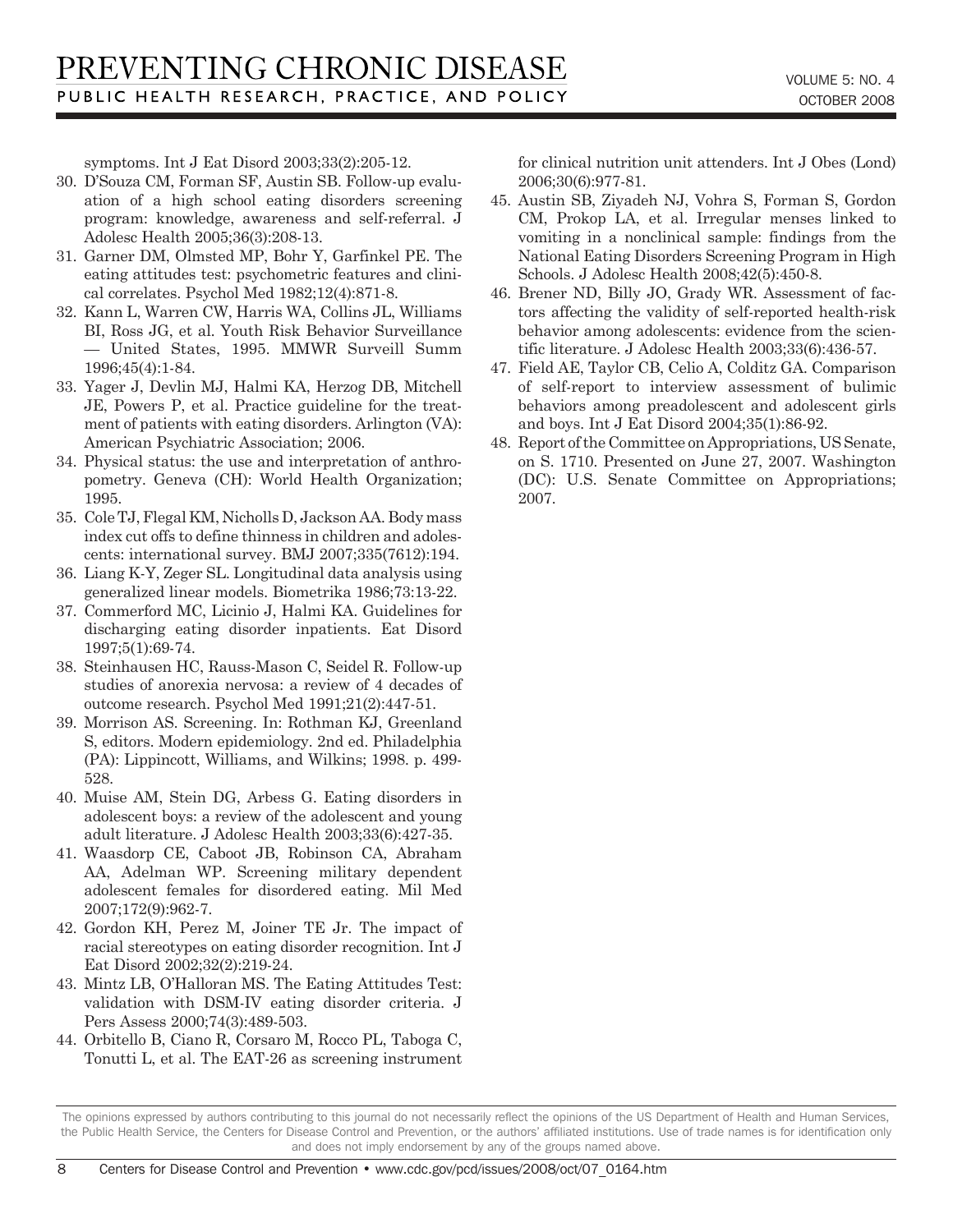symptoms. Int J Eat Disord 2003;33(2):205-12.

30. D'Souza CM, Forman SF, Austin SB. Follow-up evaluation of a high school eating disorders screening program: knowledge, awareness and self-referral. J Adolesc Health 2005;36(3):208-13.
31. Garner DM, Olmsted MP, Bohr Y, Garfinkel PE. The eating attitudes test: psychometric features and clinical correlates. Psychol Med 1982;12(4):871-8.
32. Kann L, Warren CW, Harris WA, Collins JL, Williams BI, Ross JG, et al. Youth Risk Behavior Surveillance — United States, 1995. MMWR Surveill Summ 1996;45(4):1-84.
33. Yager J, Devlin MJ, Halmi KA, Herzog DB, Mitchell JE, Powers P, et al. Practice guideline for the treatment of patients with eating disorders. Arlington (VA): American Psychiatric Association; 2006.
34. Physical status: the use and interpretation of anthropometry. Geneva (CH): World Health Organization; 1995.
35. Cole TJ, Flegal KM, Nicholls D, Jackson AA. Body mass index cut offs to define thinness in children and adolescents: international survey. BMJ 2007;335(7612):194.
36. Liang K-Y, Zeger SL. Longitudinal data analysis using generalized linear models. Biometrika 1986;73:13-22.
37. Commerford MC, Licinio J, Halmi KA. Guidelines for discharging eating disorder inpatients. Eat Disord 1997;5(1):69-74.
38. Steinhausen HC, Rauss-Mason C, Seidel R. Follow-up studies of anorexia nervosa: a review of 4 decades of outcome research. Psychol Med 1991;21(2):447-51.
39. Morrison AS. Screening. In: Rothman KJ, Greenland S, editors. Modern epidemiology. 2nd ed. Philadelphia (PA): Lippincott, Williams, and Wilkins; 1998. p. 499-528.
40. Muise AM, Stein DG, Arbess G. Eating disorders in adolescent boys: a review of the adolescent and young adult literature. J Adolesc Health 2003;33(6):427-35.
41. Waasdorp CE, Caboot JB, Robinson CA, Abraham AA, Adelman WP. Screening military dependent adolescent females for disordered eating. Mil Med 2007;172(9):962-7.
42. Gordon KH, Perez M, Joiner TE Jr. The impact of racial stereotypes on eating disorder recognition. Int J Eat Disord 2002;32(2):219-24.
43. Mintz LB, O'Halloran MS. The Eating Attitudes Test: validation with DSM-IV eating disorder criteria. J Pers Assess 2000;74(3):489-503.
44. Orbitello B, Ciano R, Corsaro M, Rocco PL, Taboga C, Tonutti L, et al. The EAT-26 as screening instrument for clinical nutrition unit attenders. Int J Obes (Lond) 2006;30(6):977-81.
45. Austin SB, Ziyadeh NJ, Vohra S, Forman S, Gordon CM, Prokop LA, et al. Irregular menses linked to vomiting in a nonclinical sample: findings from the National Eating Disorders Screening Program in High Schools. J Adolesc Health 2008;42(5):450-8.
46. Brener ND, Billy JO, Grady WR. Assessment of factors affecting the validity of self-reported health-risk behavior among adolescents: evidence from the scientific literature. J Adolesc Health 2003;33(6):436-57.
47. Field AE, Taylor CB, Celio A, Colditz GA. Comparison of self-report to interview assessment of bulimic behaviors among preadolescent and adolescent girls and boys. Int J Eat Disord 2004;35(1):86-92.
48. Report of the Committee on Appropriations, US Senate, on S. 1710. Presented on June 27, 2007. Washington (DC): U.S. Senate Committee on Appropriations; 2007.

The opinions expressed by authors contributing to this journal do not necessarily reflect the opinions of the US Department of Health and Human Services, the Public Health Service, the Centers for Disease Control and Prevention, or the authors' affiliated institutions. Use of trade names is for identification only and does not imply endorsement by any of the groups named above.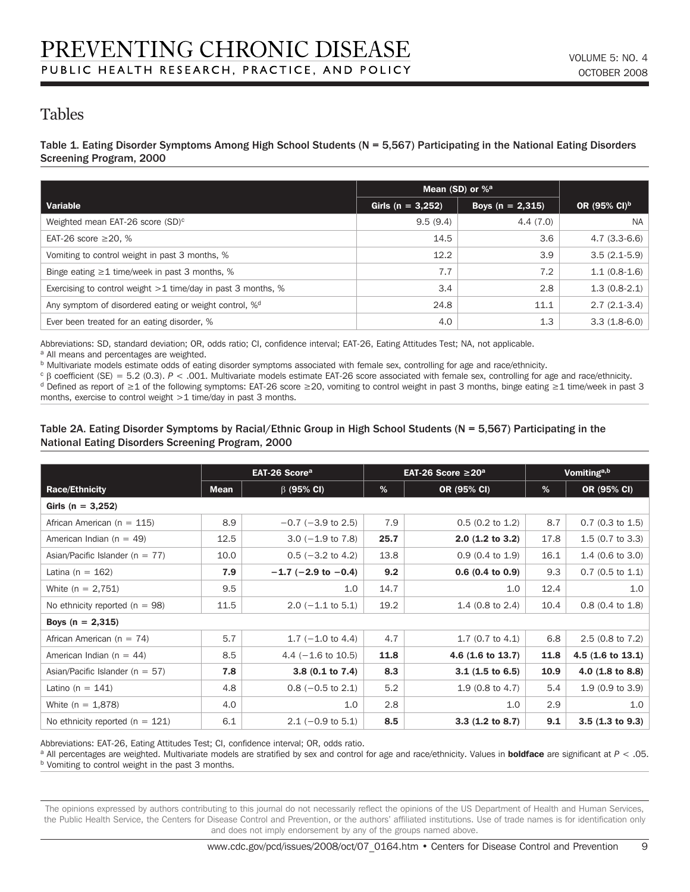# Tables

Table 1. Eating Disorder Symptoms Among High School Students (N = 5,567) Participating in the National Eating Disorders Screening Program, 2000

| Variable | Mean (SD) or %[a] | | OR (95% CI)[b] |
|---|---|---|---|
| | Girls (n = 3,252) | Boys (n = 2,315) | |
| Weighted mean EAT-26 score (SD)[c] | 9.5 (9.4) | 4.4 (7.0) | NA |
| EAT-26 score ≥20, % | 14.5 | 3.6 | 4.7 (3.3-6.6) |
| Vomiting to control weight in past 3 months, % | 12.2 | 3.9 | 3.5 (2.1-5.9) |
| Binge eating ≥1 time/week in past 3 months, % | 7.7 | 7.2 | 1.1 (0.8-1.6) |
| Exercising to control weight >1 time/day in past 3 months, % | 3.4 | 2.8 | 1.3 (0.8-2.1) |
| Any symptom of disordered eating or weight control, %[d] | 24.8 | 11.1 | 2.7 (2.1-3.4) |
| Ever been treated for an eating disorder, % | 4.0 | 1.3 | 3.3 (1.8-6.0) |

Abbreviations: SD, standard deviation; OR, odds ratio; CI, confidence interval; EAT-26, Eating Attitudes Test; NA, not applicable.

[a] All means and percentages are weighted.

[b] Multivariate models estimate odds of eating disorder symptoms associated with female sex, controlling for age and race/ethnicity.

[c] β coefficient (SE) = 5.2 (0.3). $P < .001$. Multivariate models estimate EAT-26 score associated with female sex, controlling for age and race/ethnicity.

[d] Defined as report of ≥1 of the following symptoms: EAT-26 score ≥20, vomiting to control weight in past 3 months, binge eating ≥1 time/week in past 3 months, exercise to control weight >1 time/day in past 3 months.

Table 2A. Eating Disorder Symptoms by Racial/Ethnic Group in High School Students (N = 5,567) Participating in the National Eating Disorders Screening Program, 2000

| Race/Ethnicity | EAT-26 Score[a] | | EAT-26 Score ≥20[a] | | Vomiting[a,b] | |
|---|---|---|---|---|---|---|
| | Mean | β (95% CI) | % | OR (95% CI) | % | OR (95% CI) |
| **Girls (n = 3,252)** | | | | | | |
| African American (n = 115) | 8.9 | −0.7 (−3.9 to 2.5) | 7.9 | 0.5 (0.2 to 1.2) | 8.7 | 0.7 (0.3 to 1.5) |
| American Indian (n = 49) | 12.5 | 3.0 (−1.9 to 7.8) | **25.7** | **2.0 (1.2 to 3.2)** | 17.8 | 1.5 (0.7 to 3.3) |
| Asian/Pacific Islander (n = 77) | 10.0 | 0.5 (−3.2 to 4.2) | 13.8 | 0.9 (0.4 to 1.9) | 16.1 | 1.4 (0.6 to 3.0) |
| Latina (n = 162) | **7.9** | **−1.7 (−2.9 to −0.4)** | **9.2** | **0.6 (0.4 to 0.9)** | 9.3 | 0.7 (0.5 to 1.1) |
| White (n = 2,751) | 9.5 | 1.0 | 14.7 | 1.0 | 12.4 | 1.0 |
| No ethnicity reported (n = 98) | 11.5 | 2.0 (−1.1 to 5.1) | 19.2 | 1.4 (0.8 to 2.4) | 10.4 | 0.8 (0.4 to 1.8) |
| **Boys (n = 2,315)** | | | | | | |
| African American (n = 74) | 5.7 | 1.7 (−1.0 to 4.4) | 4.7 | 1.7 (0.7 to 4.1) | 6.8 | 2.5 (0.8 to 7.2) |
| American Indian (n = 44) | 8.5 | 4.4 (−1.6 to 10.5) | **11.8** | **4.6 (1.6 to 13.7)** | **11.8** | **4.5 (1.6 to 13.1)** |
| Asian/Pacific Islander (n = 57) | **7.8** | **3.8 (0.1 to 7.4)** | **8.3** | **3.1 (1.5 to 6.5)** | **10.9** | **4.0 (1.8 to 8.8)** |
| Latino (n = 141) | 4.8 | 0.8 (−0.5 to 2.1) | 5.2 | 1.9 (0.8 to 4.7) | 5.4 | 1.9 (0.9 to 3.9) |
| White (n = 1,878) | 4.0 | 1.0 | 2.8 | 1.0 | 2.9 | 1.0 |
| No ethnicity reported (n = 121) | 6.1 | 2.1 (−0.9 to 5.1) | **8.5** | **3.3 (1.2 to 8.7)** | **9.1** | **3.5 (1.3 to 9.3)** |

Abbreviations: EAT-26, Eating Attitudes Test; CI, confidence interval; OR, odds ratio.

[a] All percentages are weighted. Multivariate models are stratified by sex and control for age and race/ethnicity. Values in **boldface** are significant at $P < .05$.

[b] Vomiting to control weight in the past 3 months.

The opinions expressed by authors contributing to this journal do not necessarily reflect the opinions of the US Department of Health and Human Services, the Public Health Service, the Centers for Disease Control and Prevention, or the authors' affiliated institutions. Use of trade names is for identification only and does not imply endorsement by any of the groups named above.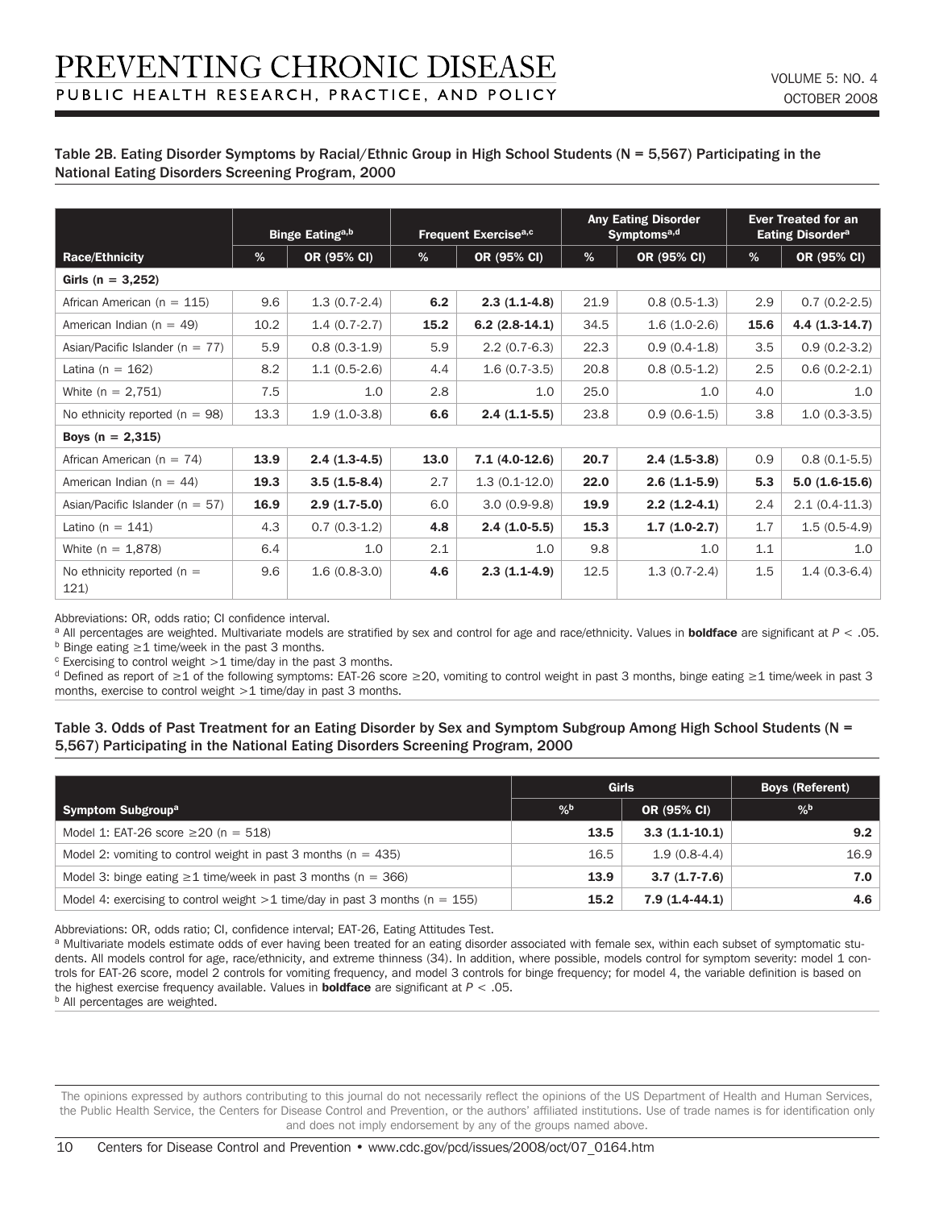Table 2B. Eating Disorder Symptoms by Racial/Ethnic Group in High School Students (N = 5,567) Participating in the National Eating Disorders Screening Program, 2000

| | Binge Eating[a,b] | | Frequent Exercise[a,c] | | Any Eating Disorder Symptoms[a,d] | | Ever Treated for an Eating Disorder[a] | |
|---|---|---|---|---|---|---|---|---|
| Race/Ethnicity | % | OR (95% CI) | % | OR (95% CI) | % | OR (95% CI) | % | OR (95% CI) |
| **Girls (n = 3,252)** | | | | | | | | |
| African American (n = 115) | 9.6 | 1.3 (0.7-2.4) | **6.2** | **2.3 (1.1-4.8)** | 21.9 | 0.8 (0.5-1.3) | 2.9 | 0.7 (0.2-2.5) |
| American Indian (n = 49) | 10.2 | 1.4 (0.7-2.7) | **15.2** | **6.2 (2.8-14.1)** | 34.5 | 1.6 (1.0-2.6) | **15.6** | **4.4 (1.3-14.7)** |
| Asian/Pacific Islander (n = 77) | 5.9 | 0.8 (0.3-1.9) | 5.9 | 2.2 (0.7-6.3) | 22.3 | 0.9 (0.4-1.8) | 3.5 | 0.9 (0.2-3.2) |
| Latina (n = 162) | 8.2 | 1.1 (0.5-2.6) | 4.4 | 1.6 (0.7-3.5) | 20.8 | 0.8 (0.5-1.2) | 2.5 | 0.6 (0.2-2.1) |
| White (n = 2,751) | 7.5 | 1.0 | 2.8 | 1.0 | 25.0 | 1.0 | 4.0 | 1.0 |
| No ethnicity reported (n = 98) | 13.3 | 1.9 (1.0-3.8) | **6.6** | **2.4 (1.1-5.5)** | 23.8 | 0.9 (0.6-1.5) | 3.8 | 1.0 (0.3-3.5) |
| **Boys (n = 2,315)** | | | | | | | | |
| African American (n = 74) | **13.9** | **2.4 (1.3-4.5)** | **13.0** | **7.1 (4.0-12.6)** | **20.7** | **2.4 (1.5-3.8)** | 0.9 | 0.8 (0.1-5.5) |
| American Indian (n = 44) | **19.3** | **3.5 (1.5-8.4)** | 2.7 | 1.3 (0.1-12.0) | **22.0** | **2.6 (1.1-5.9)** | **5.3** | **5.0 (1.6-15.6)** |
| Asian/Pacific Islander (n = 57) | **16.9** | **2.9 (1.7-5.0)** | 6.0 | 3.0 (0.9-9.8) | **19.9** | **2.2 (1.2-4.1)** | 2.4 | 2.1 (0.4-11.3) |
| Latino (n = 141) | 4.3 | 0.7 (0.3-1.2) | **4.8** | **2.4 (1.0-5.5)** | **15.3** | **1.7 (1.0-2.7)** | 1.7 | 1.5 (0.5-4.9) |
| White (n = 1,878) | 6.4 | 1.0 | 2.1 | 1.0 | 9.8 | 1.0 | 1.1 | 1.0 |
| No ethnicity reported (n = 121) | 9.6 | 1.6 (0.8-3.0) | **4.6** | **2.3 (1.1-4.9)** | 12.5 | 1.3 (0.7-2.4) | 1.5 | 1.4 (0.3-6.4) |

Abbreviations: OR, odds ratio; CI confidence interval.

[a] All percentages are weighted. Multivariate models are stratified by sex and control for age and race/ethnicity. Values in **boldface** are significant at $P < .05$.

[b] Binge eating ≥1 time/week in the past 3 months.

[c] Exercising to control weight >1 time/day in the past 3 months.

[d] Defined as report of ≥1 of the following symptoms: EAT-26 score ≥20, vomiting to control weight in past 3 months, binge eating ≥1 time/week in past 3 months, exercise to control weight >1 time/day in past 3 months.

Table 3. Odds of Past Treatment for an Eating Disorder by Sex and Symptom Subgroup Among High School Students (N = 5,567) Participating in the National Eating Disorders Screening Program, 2000

| | Girls | | Boys (Referent) |
|---|---|---|---|
| Symptom Subgroup[a] | %[b] | OR (95% CI) | %[b] |
| Model 1: EAT-26 score ≥20 (n = 518) | **13.5** | **3.3 (1.1-10.1)** | **9.2** |
| Model 2: vomiting to control weight in past 3 months (n = 435) | 16.5 | 1.9 (0.8-4.4) | 16.9 |
| Model 3: binge eating ≥1 time/week in past 3 months (n = 366) | **13.9** | **3.7 (1.7-7.6)** | **7.0** |
| Model 4: exercising to control weight >1 time/day in past 3 months (n = 155) | **15.2** | **7.9 (1.4-44.1)** | **4.6** |

Abbreviations: OR, odds ratio; CI, confidence interval; EAT-26, Eating Attitudes Test.

[a] Multivariate models estimate odds of ever having been treated for an eating disorder associated with female sex, within each subset of symptomatic students. All models control for age, race/ethnicity, and extreme thinness (34). In addition, where possible, models control for symptom severity: model 1 controls for EAT-26 score, model 2 controls for vomiting frequency, and model 3 controls for binge frequency; for model 4, the variable definition is based on the highest exercise frequency available. Values in **boldface** are significant at $P < .05$.

[b] All percentages are weighted.

The opinions expressed by authors contributing to this journal do not necessarily reflect the opinions of the US Department of Health and Human Services, the Public Health Service, the Centers for Disease Control and Prevention, or the authors' affiliated institutions. Use of trade names is for identification only and does not imply endorsement by any of the groups named above.